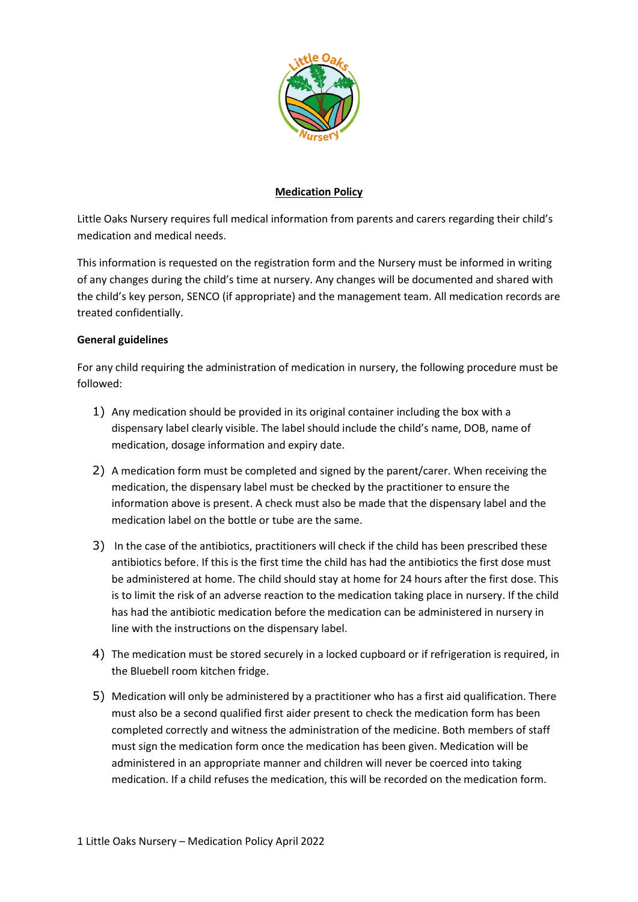# Medication Policy

Little Oaks Nursery requires full medical information from parents and carers regarding their child's medication and medical needs.

This information is requested on the registration form and the Nursery must be informed in writing of any changes during the child's time at nursery. Any changes will be documented and shared with the child's key person, SENCO (if appropriate) and the management team. All medication records are treated confidentially.

**General guidelines**

For any child requiring the administration of medication in nursery, the following procedure must be followed:

1) Any medication should be provided in its original container including the box with a dispensary label clearly visible. The label should include the child's name, DOB, name of medication, dosage information and expiry date.

2) A medication form must be completed and signed by the parent/carer. When receiving the medication, the dispensary label must be checked by the practitioner to ensure the information above is present. A check must also be made that the dispensary label and the medication label on the bottle or tube are the same.

3) In the case of the antibiotics, practitioners will check if the child has been prescribed these antibiotics before. If this is the first time the child has had the antibiotics the first dose must be administered at home. The child should stay at home for 24 hours after the first dose. This is to limit the risk of an adverse reaction to the medication taking place in nursery. If the child has had the antibiotic medication before the medication can be administered in nursery in line with the instructions on the dispensary label.

4) The medication must be stored securely in a locked cupboard or if refrigeration is required, in the Bluebell room kitchen fridge.

5) Medication will only be administered by a practitioner who has a first aid qualification. There must also be a second qualified first aider present to check the medication form has been completed correctly and witness the administration of the medicine. Both members of staff must sign the medication form once the medication has been given. Medication will be administered in an appropriate manner and children will never be coerced into taking medication. If a child refuses the medication, this will be recorded on the medication form.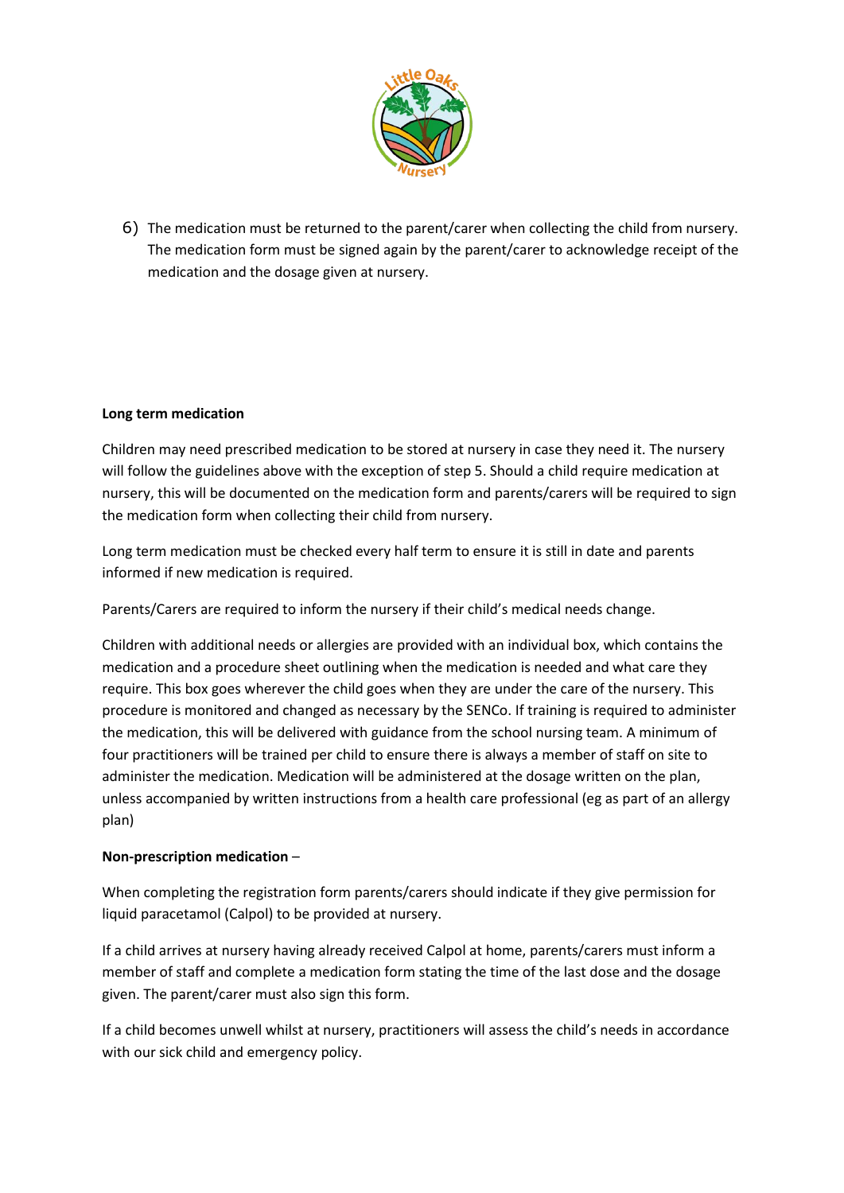6) The medication must be returned to the parent/carer when collecting the child from nursery. The medication form must be signed again by the parent/carer to acknowledge receipt of the medication and the dosage given at nursery.

**Long term medication**

Children may need prescribed medication to be stored at nursery in case they need it. The nursery will follow the guidelines above with the exception of step 5. Should a child require medication at nursery, this will be documented on the medication form and parents/carers will be required to sign the medication form when collecting their child from nursery.

Long term medication must be checked every half term to ensure it is still in date and parents informed if new medication is required.

Parents/Carers are required to inform the nursery if their child's medical needs change.

Children with additional needs or allergies are provided with an individual box, which contains the medication and a procedure sheet outlining when the medication is needed and what care they require. This box goes wherever the child goes when they are under the care of the nursery. This procedure is monitored and changed as necessary by the SENCo. If training is required to administer the medication, this will be delivered with guidance from the school nursing team. A minimum of four practitioners will be trained per child to ensure there is always a member of staff on site to administer the medication. Medication will be administered at the dosage written on the plan, unless accompanied by written instructions from a health care professional (eg as part of an allergy plan)

**Non-prescription medication** –

When completing the registration form parents/carers should indicate if they give permission for liquid paracetamol (Calpol) to be provided at nursery.

If a child arrives at nursery having already received Calpol at home, parents/carers must inform a member of staff and complete a medication form stating the time of the last dose and the dosage given. The parent/carer must also sign this form.

If a child becomes unwell whilst at nursery, practitioners will assess the child's needs in accordance with our sick child and emergency policy.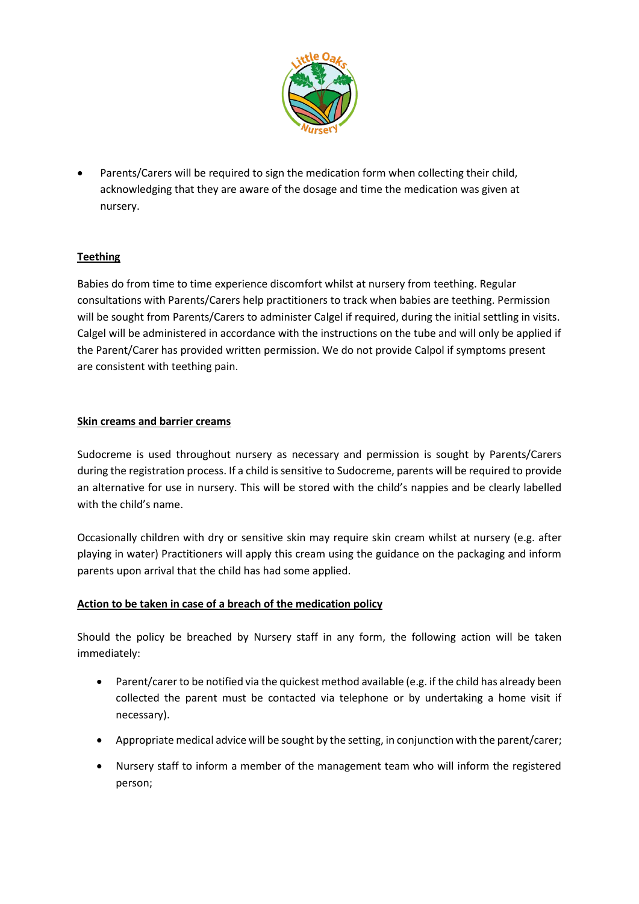- Parents/Carers will be required to sign the medication form when collecting their child, acknowledging that they are aware of the dosage and time the medication was given at nursery.

**Teething**

Babies do from time to time experience discomfort whilst at nursery from teething. Regular consultations with Parents/Carers help practitioners to track when babies are teething. Permission will be sought from Parents/Carers to administer Calgel if required, during the initial settling in visits. Calgel will be administered in accordance with the instructions on the tube and will only be applied if the Parent/Carer has provided written permission. We do not provide Calpol if symptoms present are consistent with teething pain.

**Skin creams and barrier creams**

Sudocreme is used throughout nursery as necessary and permission is sought by Parents/Carers during the registration process. If a child is sensitive to Sudocreme, parents will be required to provide an alternative for use in nursery. This will be stored with the child's nappies and be clearly labelled with the child's name.

Occasionally children with dry or sensitive skin may require skin cream whilst at nursery (e.g. after playing in water) Practitioners will apply this cream using the guidance on the packaging and inform parents upon arrival that the child has had some applied.

**Action to be taken in case of a breach of the medication policy**

Should the policy be breached by Nursery staff in any form, the following action will be taken immediately:

- Parent/carer to be notified via the quickest method available (e.g. if the child has already been collected the parent must be contacted via telephone or by undertaking a home visit if necessary).
- Appropriate medical advice will be sought by the setting, in conjunction with the parent/carer;
- Nursery staff to inform a member of the management team who will inform the registered person;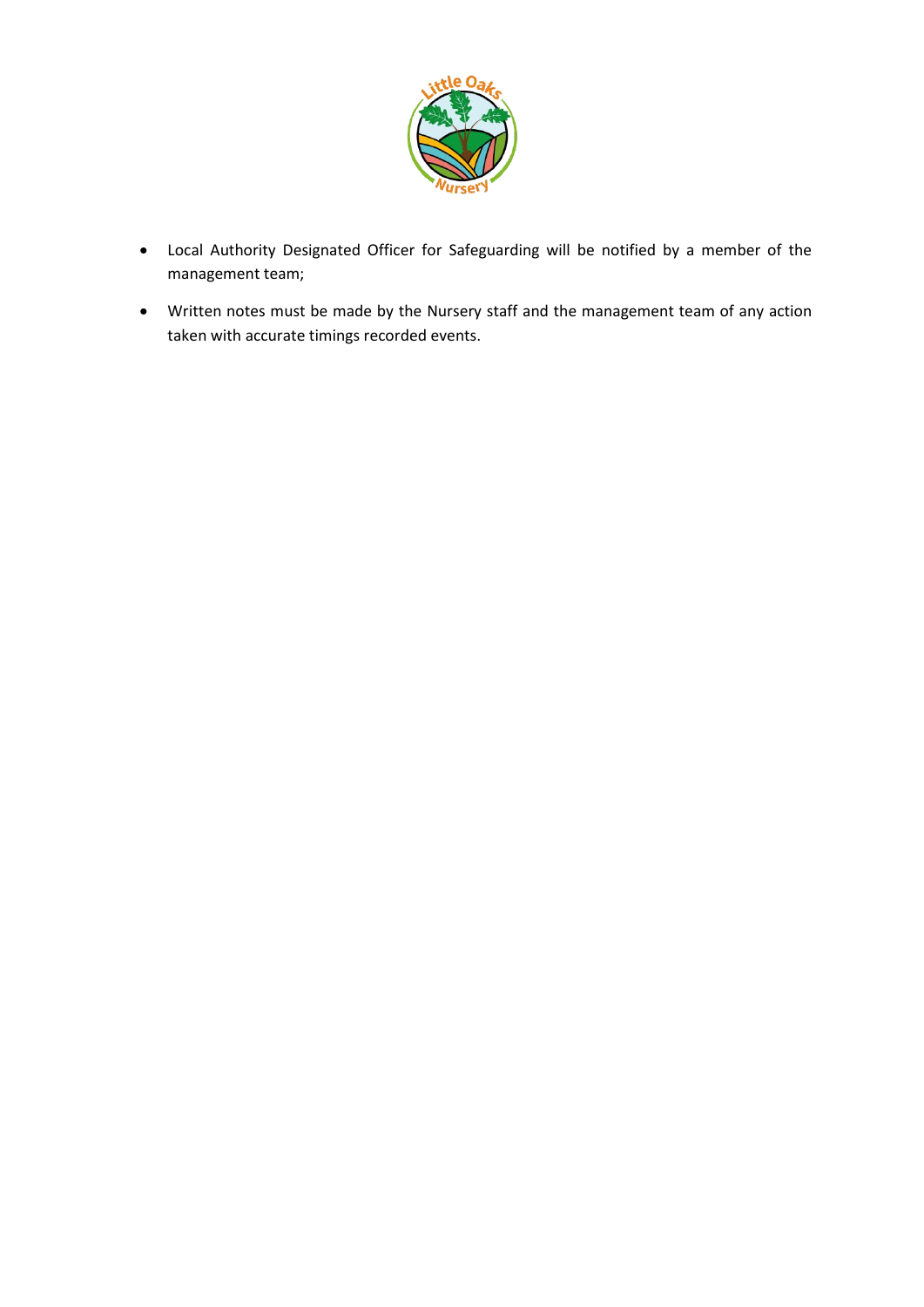- Local Authority Designated Officer for Safeguarding will be notified by a member of the management team;
- Written notes must be made by the Nursery staff and the management team of any action taken with accurate timings recorded events.